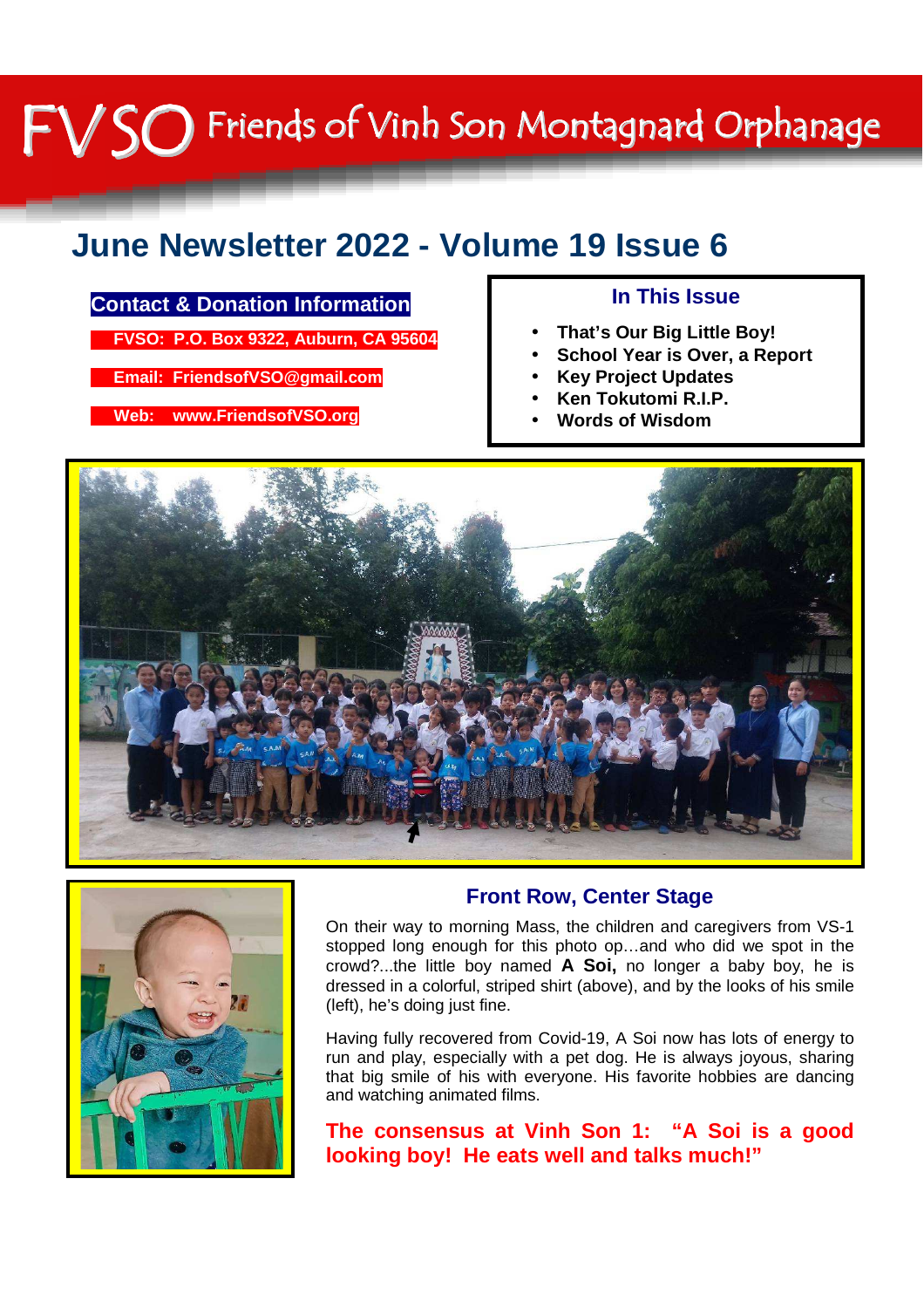# FVSO Friends of Vinh Son Montagnard Orphanage

## June Newsletter 2022 - Volume 19 Issue 6

**Contact & Donation Information**

**FVSO: P.O. Box 9322, Auburn, CA 95604**

**Email: FriendsofVSO@gmail.com**

**Web: www.FriendsofVSO.org**

**In This Issue**

- **That's Our Big Little Boy!**
- **School Year is Over, a Report**
- **Key Project Updates**
- **Ken Tokutomi R.I.P.**
- **Words of Wisdom**

### Front Row, Center Stage

On their way to morning Mass, the children and caregivers from VS-1 stopped long enough for this photo op…and who did we spot in the crowd?...the little boy named **A Soi,** no longer a baby boy, he is dressed in a colorful, striped shirt (above), and by the looks of his smile (left), he's doing just fine.

Having fully recovered from Covid-19, A Soi now has lots of energy to run and play, especially with a pet dog. He is always joyous, sharing that big smile of his with everyone. His favorite hobbies are dancing and watching animated films.

**The consensus at Vinh Son 1: "A Soi is a good looking boy! He eats well and talks much!"**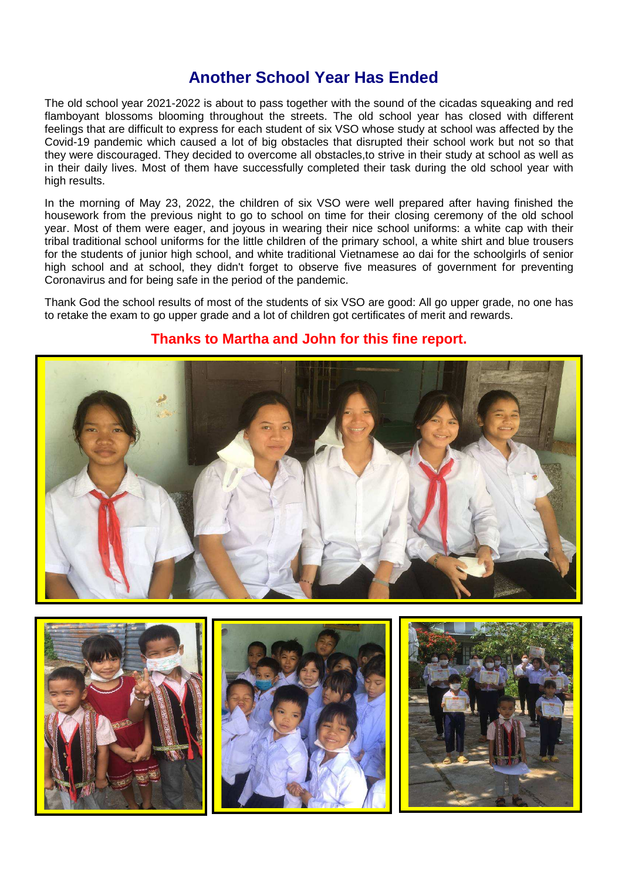# Another School Year Has Ended

The old school year 2021-2022 is about to pass together with the sound of the cicadas squeaking and red flamboyant blossoms blooming throughout the streets. The old school year has closed with different feelings that are difficult to express for each student of six VSO whose study at school was affected by the Covid-19 pandemic which caused a lot of big obstacles that disrupted their school work but not so that they were discouraged. They decided to overcome all obstacles,to strive in their study at school as well as in their daily lives. Most of them have successfully completed their task during the old school year with high results.

In the morning of May 23, 2022, the children of six VSO were well prepared after having finished the housework from the previous night to go to school on time for their closing ceremony of the old school year. Most of them were eager, and joyous in wearing their nice school uniforms: a white cap with their tribal traditional school uniforms for the little children of the primary school, a white shirt and blue trousers for the students of junior high school, and white traditional Vietnamese ao dai for the schoolgirls of senior high school and at school, they didn't forget to observe five measures of government for preventing Coronavirus and for being safe in the period of the pandemic.

Thank God the school results of most of the students of six VSO are good: All go upper grade, no one has to retake the exam to go upper grade and a lot of children got certificates of merit and rewards.

**Thanks to Martha and John for this fine report.**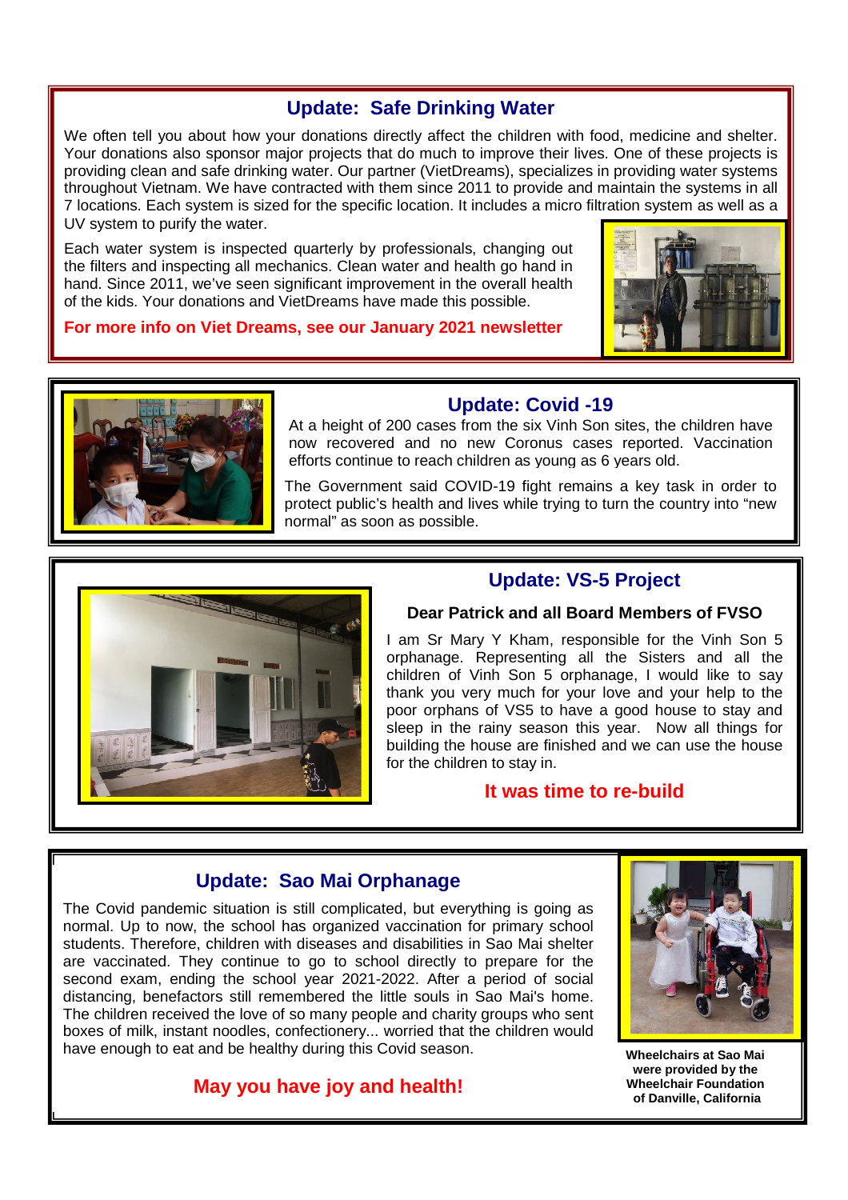## Update: Safe Drinking Water

We often tell you about how your donations directly affect the children with food, medicine and shelter. Your donations also sponsor major projects that do much to improve their lives. One of these projects is providing clean and safe drinking water. Our partner (VietDreams), specializes in providing water systems throughout Vietnam. We have contracted with them since 2011 to provide and maintain the systems in all 7 locations. Each system is sized for the specific location. It includes a micro filtration system as well as a UV system to purify the water.

Each water system is inspected quarterly by professionals, changing out the filters and inspecting all mechanics. Clean water and health go hand in hand. Since 2011, we've seen significant improvement in the overall health of the kids. Your donations and VietDreams have made this possible.

**For more info on Viet Dreams, see our January 2021 newsletter**

## Update: Covid -19

At a height of 200 cases from the six Vinh Son sites, the children have now recovered and no new Coronus cases reported. Vaccination efforts continue to reach children as young as 6 years old.

The Government said COVID-19 fight remains a key task in order to protect public's health and lives while trying to turn the country into "new normal" as soon as possible.

## Update: VS-5 Project

**Dear Patrick and all Board Members of FVSO**

I am Sr Mary Y Kham, responsible for the Vinh Son 5 orphanage. Representing all the Sisters and all the children of Vinh Son 5 orphanage, I would like to say thank you very much for your love and your help to the poor orphans of VS5 to have a good house to stay and sleep in the rainy season this year. Now all things for building the house are finished and we can use the house for the children to stay in.

**It was time to re-build**

## Update: Sao Mai Orphanage

The Covid pandemic situation is still complicated, but everything is going as normal. Up to now, the school has organized vaccination for primary school students. Therefore, children with diseases and disabilities in Sao Mai shelter are vaccinated. They continue to go to school directly to prepare for the second exam, ending the school year 2021-2022. After a period of social distancing, benefactors still remembered the little souls in Sao Mai's home. The children received the love of so many people and charity groups who sent boxes of milk, instant noodles, confectionery... worried that the children would have enough to eat and be healthy during this Covid season.

**May you have joy and health!**

**Wheelchairs at Sao Mai were provided by the Wheelchair Foundation of Danville, California**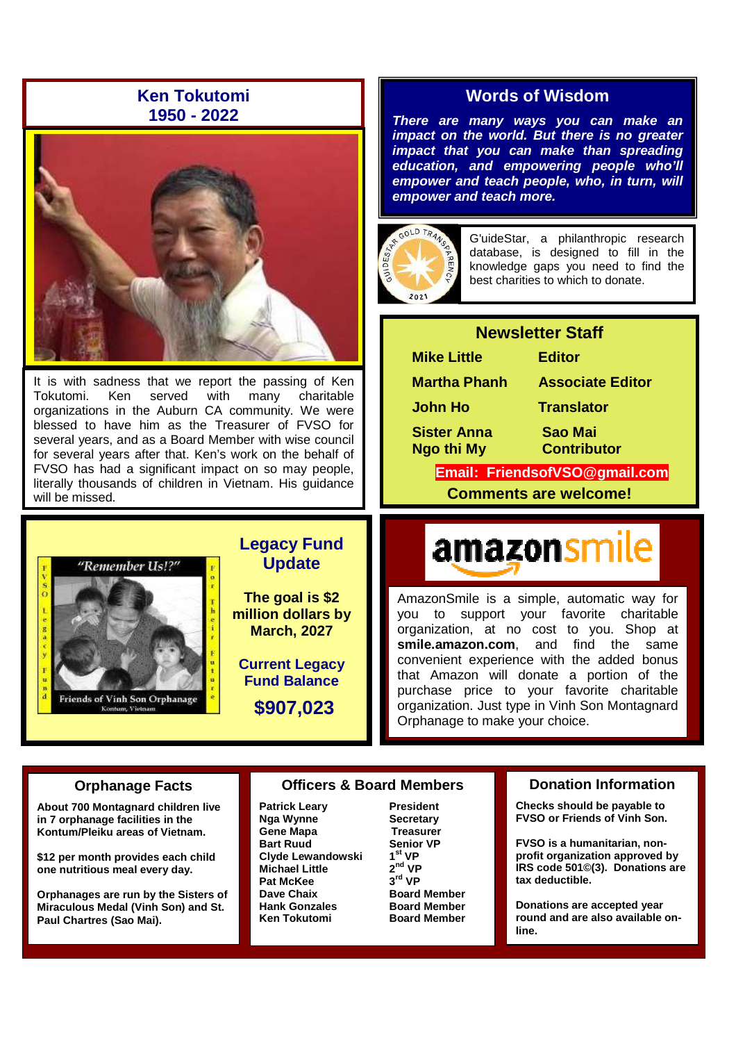## Ken Tokutomi
## 1950 - 2022

It is with sadness that we report the passing of Ken Tokutomi. Ken served with many charitable organizations in the Auburn CA community. We were blessed to have him as the Treasurer of FVSO for several years, and as a Board Member with wise council for several years after that. Ken's work on the behalf of FVSO has had a significant impact on so may people, literally thousands of children in Vietnam. His guidance will be missed.

## Words of Wisdom

***There are many ways you can make an impact on the world. But there is no greater impact that you can make than spreading education, and empowering people who'll empower and teach people, who, in turn, will empower and teach more.***

G'uideStar, a philanthropic research database, is designed to fill in the knowledge gaps you need to find the best charities to which to donate.

## Newsletter Staff

| | |
|---|---|
| **Mike Little** | **Editor** |
| **Martha Phanh** | **Associate Editor** |
| **John Ho** | **Translator** |
| **Sister Anna Ngo thi My** | **Sao Mai Contributor** |

**Email: FriendsofVSO@gmail.com**

**Comments are welcome!**

## Legacy Fund Update

**The goal is $2 million dollars by March, 2027**

**Current Legacy Fund Balance**

**$907,023**

## amazonsmile

AmazonSmile is a simple, automatic way for you to support your favorite charitable organization, at no cost to you. Shop at **smile.amazon.com**, and find the same convenient experience with the added bonus that Amazon will donate a portion of the purchase price to your favorite charitable organization. Just type in Vinh Son Montagnard Orphanage to make your choice.

### Orphanage Facts

**About 700 Montagnard children live in 7 orphanage facilities in the Kontum/Pleiku areas of Vietnam.**

**$12 per month provides each child one nutritious meal every day.**

**Orphanages are run by the Sisters of Miraculous Medal (Vinh Son) and St. Paul Chartres (Sao Mai).**

### Officers & Board Members

| | |
|---|---|
| **Patrick Leary** | **President** |
| **Nga Wynne** | **Secretary** |
| **Gene Mapa** | **Treasurer** |
| **Bart Ruud** | **Senior VP** |
| **Clyde Lewandowski** | **1st VP** |
| **Michael Little** | **2nd VP** |
| **Pat McKee** | **3rd VP** |
| **Dave Chaix** | **Board Member** |
| **Hank Gonzales** | **Board Member** |
| **Ken Tokutomi** | **Board Member** |

### Donation Information

**Checks should be payable to FVSO or Friends of Vinh Son.**

**FVSO is a humanitarian, non-profit organization approved by IRS code 501©(3). Donations are tax deductible.**

**Donations are accepted year round and are also available on-line.**